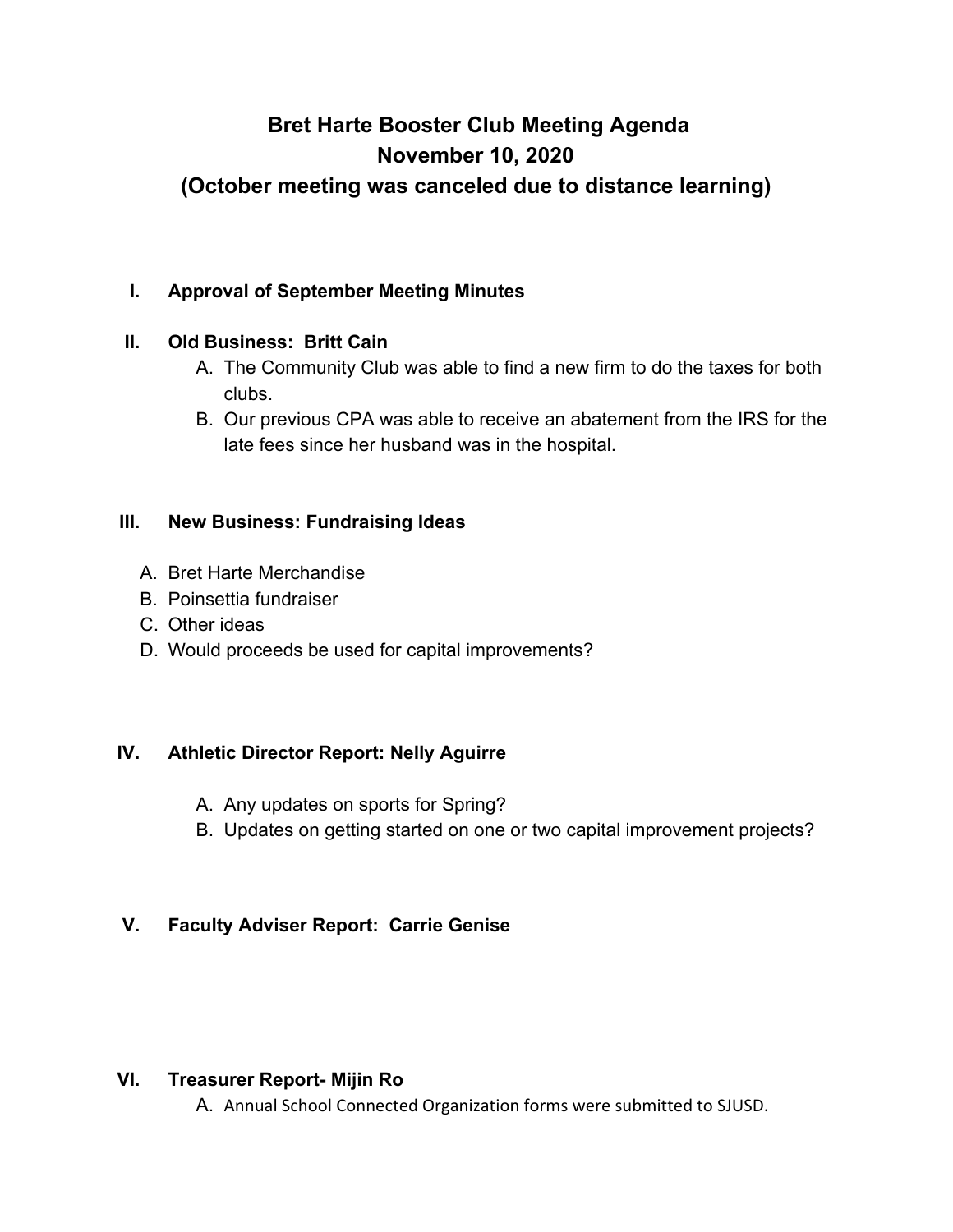# Bret Harte Booster Club Meeting Agenda
# November 10, 2020
# (October meeting was canceled due to distance learning)

I. **Approval of September Meeting Minutes**

II. **Old Business: Britt Cain**
   - A. The Community Club was able to find a new firm to do the taxes for both clubs.
   - B. Our previous CPA was able to receive an abatement from the IRS for the late fees since her husband was in the hospital.

III. **New Business: Fundraising Ideas**
   - A. Bret Harte Merchandise
   - B. Poinsettia fundraiser
   - C. Other ideas
   - D. Would proceeds be used for capital improvements?

IV. **Athletic Director Report: Nelly Aguirre**
   - A. Any updates on sports for Spring?
   - B. Updates on getting started on one or two capital improvement projects?

V. **Faculty Adviser Report: Carrie Genise**

VI. **Treasurer Report- Mijin Ro**
   - A. Annual School Connected Organization forms were submitted to SJUSD.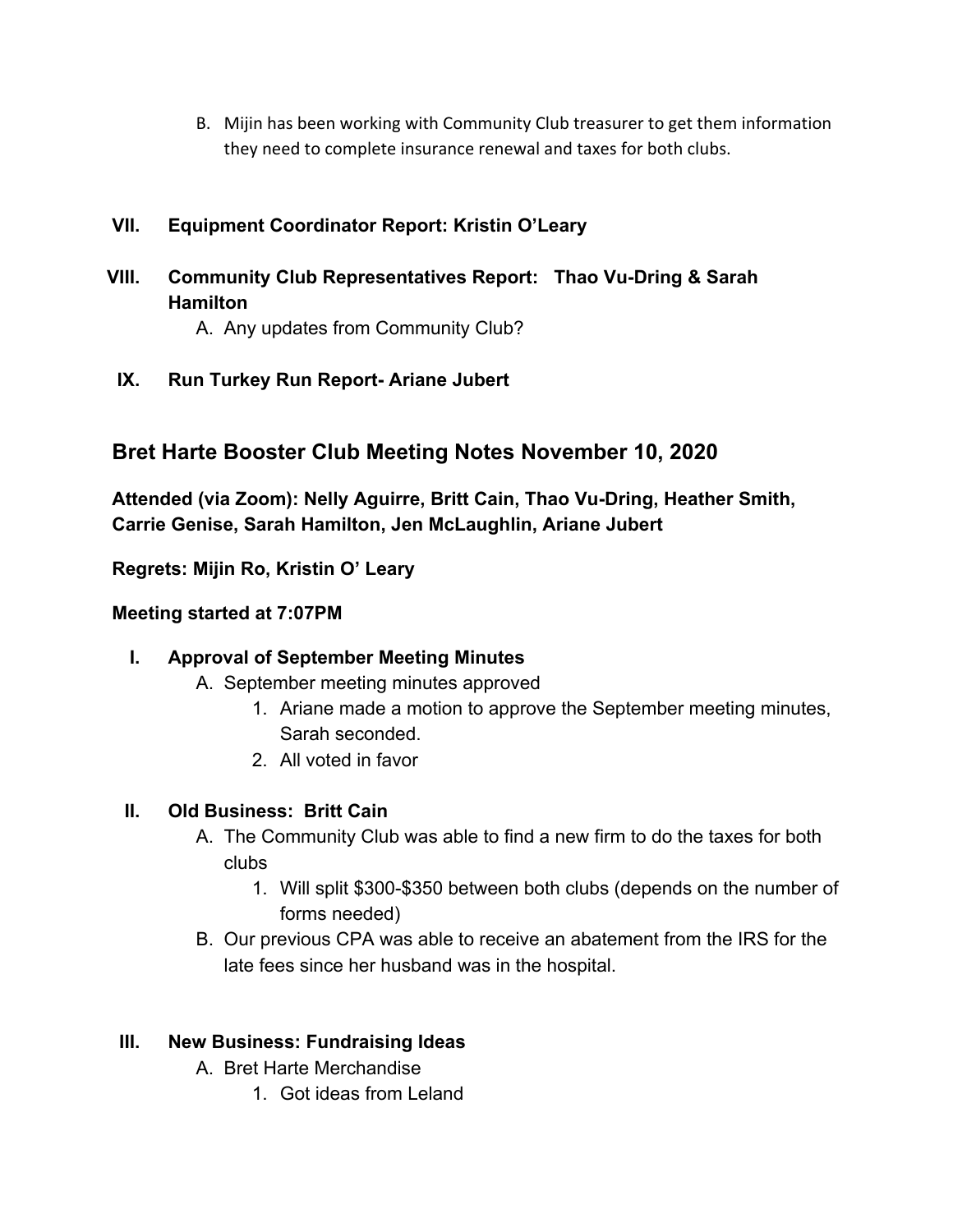B. Mijin has been working with Community Club treasurer to get them information they need to complete insurance renewal and taxes for both clubs.

VII. **Equipment Coordinator Report: Kristin O'Leary**

VIII. **Community Club Representatives Report: Thao Vu-Dring & Sarah Hamilton**

A. Any updates from Community Club?

IX. **Run Turkey Run Report- Ariane Jubert**

## Bret Harte Booster Club Meeting Notes November 10, 2020

**Attended (via Zoom): Nelly Aguirre, Britt Cain, Thao Vu-Dring, Heather Smith, Carrie Genise, Sarah Hamilton, Jen McLaughlin, Ariane Jubert**

**Regrets: Mijin Ro, Kristin O' Leary**

**Meeting started at 7:07PM**

I. **Approval of September Meeting Minutes**

A. September meeting minutes approved

1. Ariane made a motion to approve the September meeting minutes, Sarah seconded.
2. All voted in favor

II. **Old Business: Britt Cain**

A. The Community Club was able to find a new firm to do the taxes for both clubs

1. Will split $300-$350 between both clubs (depends on the number of forms needed)

B. Our previous CPA was able to receive an abatement from the IRS for the late fees since her husband was in the hospital.

III. **New Business: Fundraising Ideas**

A. Bret Harte Merchandise

1. Got ideas from Leland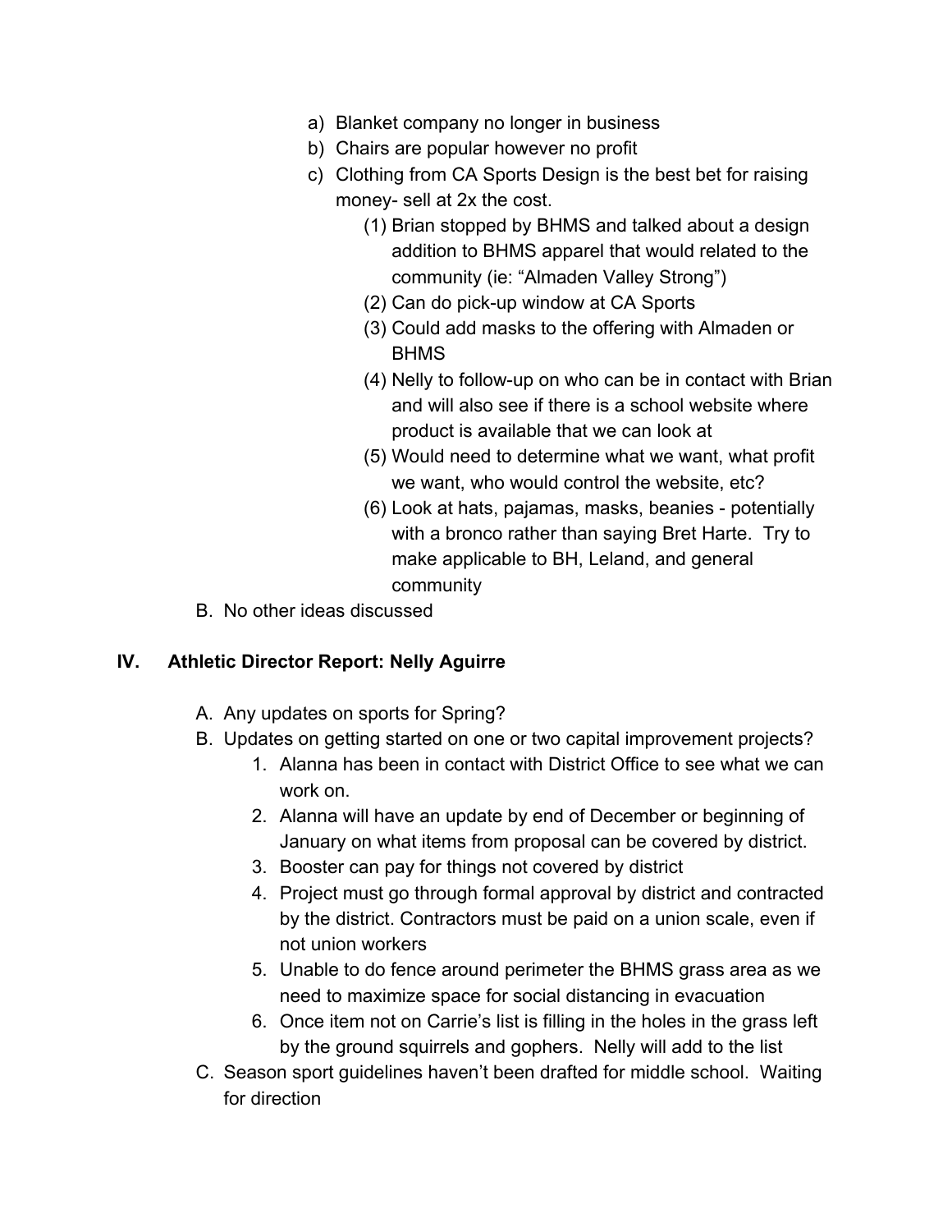a) Blanket company no longer in business
b) Chairs are popular however no profit
c) Clothing from CA Sports Design is the best bet for raising money- sell at 2x the cost.
   (1) Brian stopped by BHMS and talked about a design addition to BHMS apparel that would related to the community (ie: "Almaden Valley Strong")
   (2) Can do pick-up window at CA Sports
   (3) Could add masks to the offering with Almaden or BHMS
   (4) Nelly to follow-up on who can be in contact with Brian and will also see if there is a school website where product is available that we can look at
   (5) Would need to determine what we want, what profit we want, who would control the website, etc?
   (6) Look at hats, pajamas, masks, beanies - potentially with a bronco rather than saying Bret Harte. Try to make applicable to BH, Leland, and general community

B. No other ideas discussed

## IV. Athletic Director Report: Nelly Aguirre

A. Any updates on sports for Spring?

B. Updates on getting started on one or two capital improvement projects?
   1. Alanna has been in contact with District Office to see what we can work on.
   2. Alanna will have an update by end of December or beginning of January on what items from proposal can be covered by district.
   3. Booster can pay for things not covered by district
   4. Project must go through formal approval by district and contracted by the district. Contractors must be paid on a union scale, even if not union workers
   5. Unable to do fence around perimeter the BHMS grass area as we need to maximize space for social distancing in evacuation
   6. Once item not on Carrie's list is filling in the holes in the grass left by the ground squirrels and gophers. Nelly will add to the list

C. Season sport guidelines haven't been drafted for middle school. Waiting for direction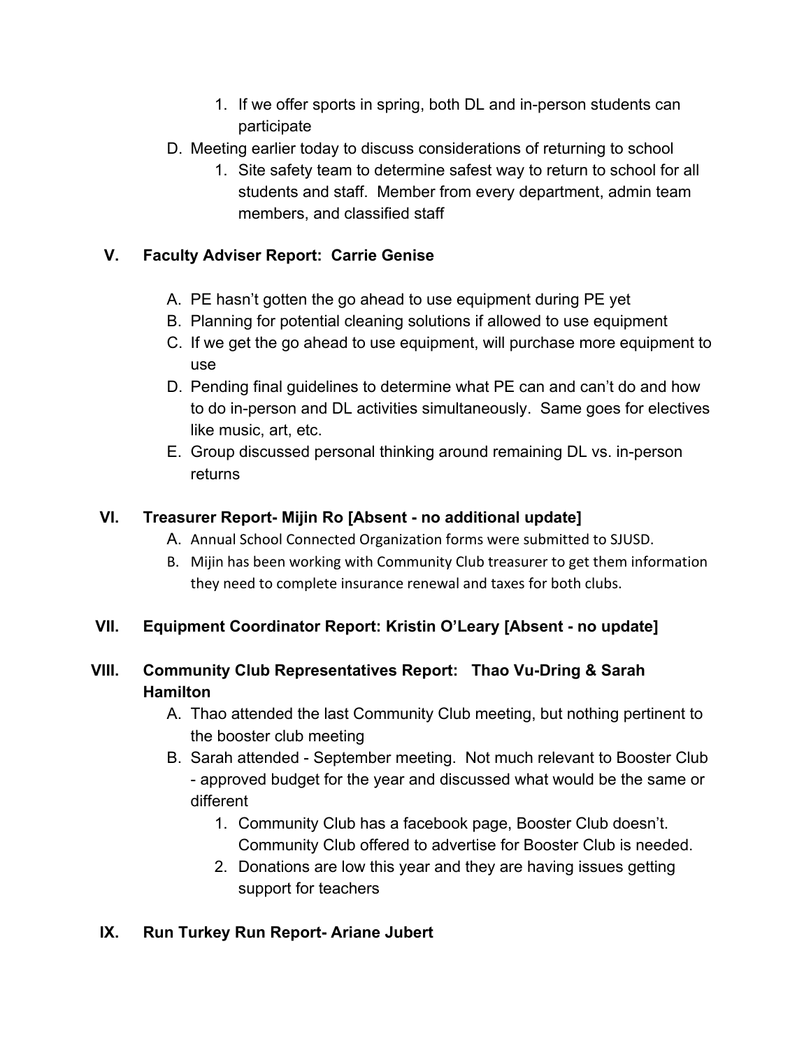1. If we offer sports in spring, both DL and in-person students can participate

D. Meeting earlier today to discuss considerations of returning to school

1. Site safety team to determine safest way to return to school for all students and staff. Member from every department, admin team members, and classified staff

## V. Faculty Adviser Report: Carrie Genise

A. PE hasn't gotten the go ahead to use equipment during PE yet

B. Planning for potential cleaning solutions if allowed to use equipment

C. If we get the go ahead to use equipment, will purchase more equipment to use

D. Pending final guidelines to determine what PE can and can't do and how to do in-person and DL activities simultaneously. Same goes for electives like music, art, etc.

E. Group discussed personal thinking around remaining DL vs. in-person returns

## VI. Treasurer Report- Mijin Ro [Absent - no additional update]

A. Annual School Connected Organization forms were submitted to SJUSD.

B. Mijin has been working with Community Club treasurer to get them information they need to complete insurance renewal and taxes for both clubs.

## VII. Equipment Coordinator Report: Kristin O'Leary [Absent - no update]

## VIII. Community Club Representatives Report: Thao Vu-Dring & Sarah Hamilton

A. Thao attended the last Community Club meeting, but nothing pertinent to the booster club meeting

B. Sarah attended - September meeting. Not much relevant to Booster Club - approved budget for the year and discussed what would be the same or different

1. Community Club has a facebook page, Booster Club doesn't. Community Club offered to advertise for Booster Club is needed.
2. Donations are low this year and they are having issues getting support for teachers

## IX. Run Turkey Run Report- Ariane Jubert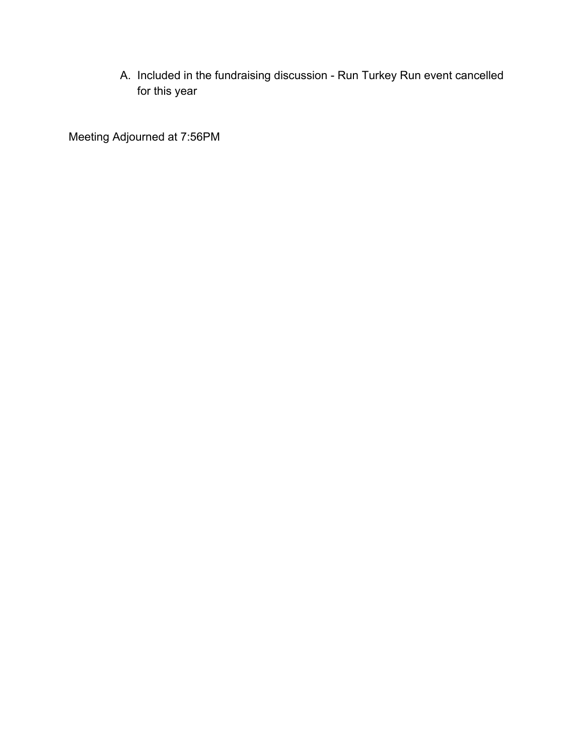A. Included in the fundraising discussion - Run Turkey Run event cancelled for this year

Meeting Adjourned at 7:56PM